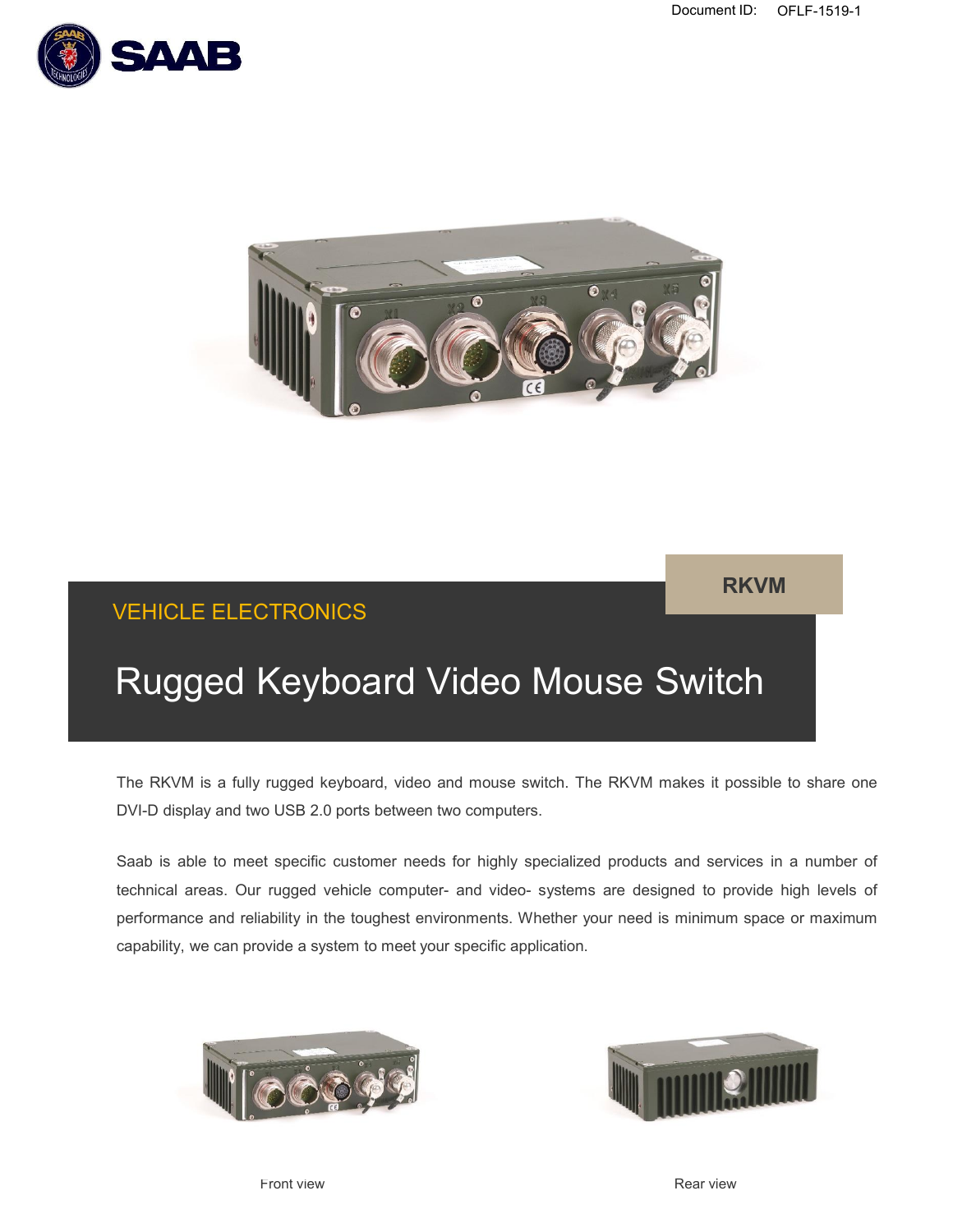Document ID: OFLF-1519-1

RKVM

VEHICLE ELECTRONICS

# Rugged Keyboard Video Mouse Switch

The RKVM is a fully rugged keyboard, video and mouse switch. The RKVM makes it possible to share one DVI-D display and two USB 2.0 ports between two computers.

Saab is able to meet specific customer needs for highly specialized products and services in a number of technical areas. Our rugged vehicle computer- and video- systems are designed to provide high levels of performance and reliability in the toughest environments. Whether your need is minimum space or maximum capability, we can provide a system to meet your specific application.

Front view

Rear view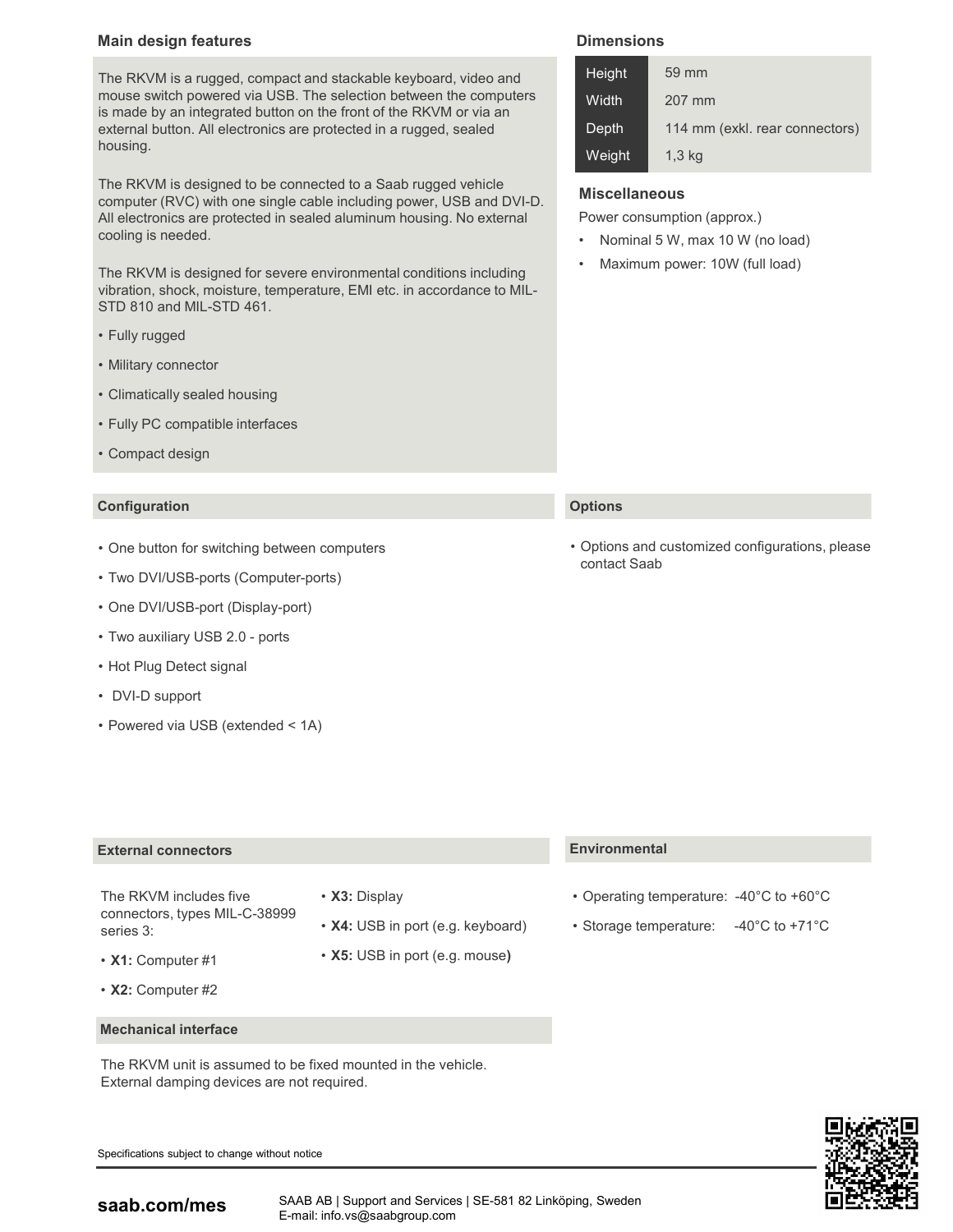## Main design features

The RKVM is a rugged, compact and stackable keyboard, video and mouse switch powered via USB. The selection between the computers is made by an integrated button on the front of the RKVM or via an external button. All electronics are protected in a rugged, sealed housing.

The RKVM is designed to be connected to a Saab rugged vehicle computer (RVC) with one single cable including power, USB and DVI-D. All electronics are protected in sealed aluminum housing. No external cooling is needed.

The RKVM is designed for severe environmental conditions including vibration, shock, moisture, temperature, EMI etc. in accordance to MIL-STD 810 and MIL-STD 461.

- Fully rugged
- Military connector
- Climatically sealed housing
- Fully PC compatible interfaces
- Compact design

## Dimensions

| | |
|---|---|
| Height | 59 mm |
| Width | 207 mm |
| Depth | 114 mm (exkl. rear connectors) |
| Weight | 1,3 kg |

## Miscellaneous

Power consumption (approx.)

- Nominal 5 W, max 10 W (no load)
- Maximum power: 10W (full load)

## Configuration

- One button for switching between computers
- Two DVI/USB-ports (Computer-ports)
- One DVI/USB-port (Display-port)
- Two auxiliary USB 2.0 - ports
- Hot Plug Detect signal
- DVI-D support
- Powered via USB (extended < 1A)

## Options

- Options and customized configurations, please contact Saab

## External connectors

The RKVM includes five connectors, types MIL-C-38999 series 3:

- **X1:** Computer #1
- **X2:** Computer #2
- **X3:** Display
- **X4:** USB in port (e.g. keyboard)
- **X5:** USB in port (e.g. mouse**)**

## Environmental

- Operating temperature: -40°C to +60°C
- Storage temperature: -40°C to +71°C

## Mechanical interface

The RKVM unit is assumed to be fixed mounted in the vehicle. External damping devices are not required.

Specifications subject to change without notice

**saab.com/mes**

SAAB AB | Support and Services | SE-581 82 Linköping, Sweden
E-mail: info.vs@saabgroup.com